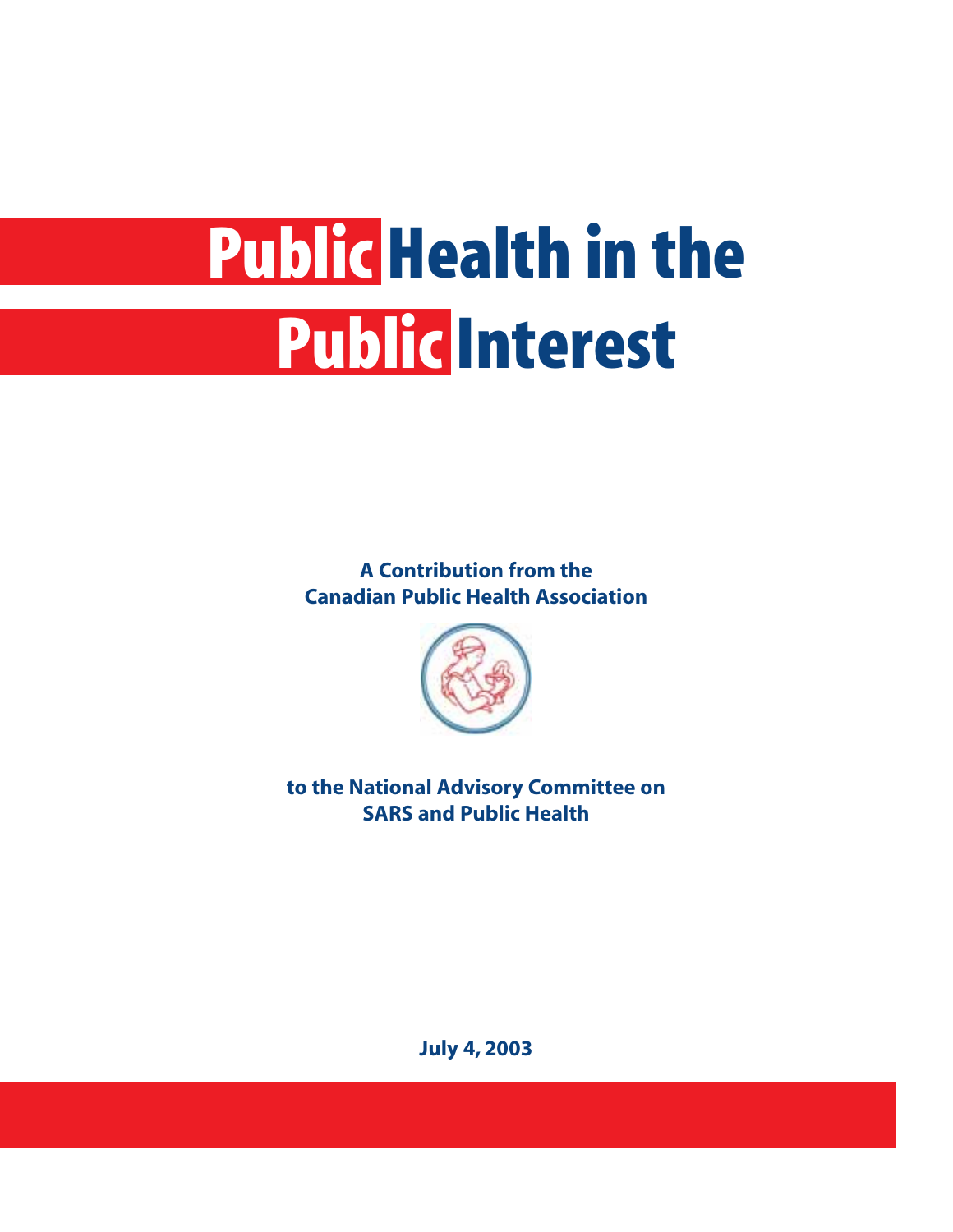# Public Health in the Public Interest

**A Contribution from the Canadian Public Health Association**

**to the National Advisory Committee on SARS and Public Health**

**July 4, 2003**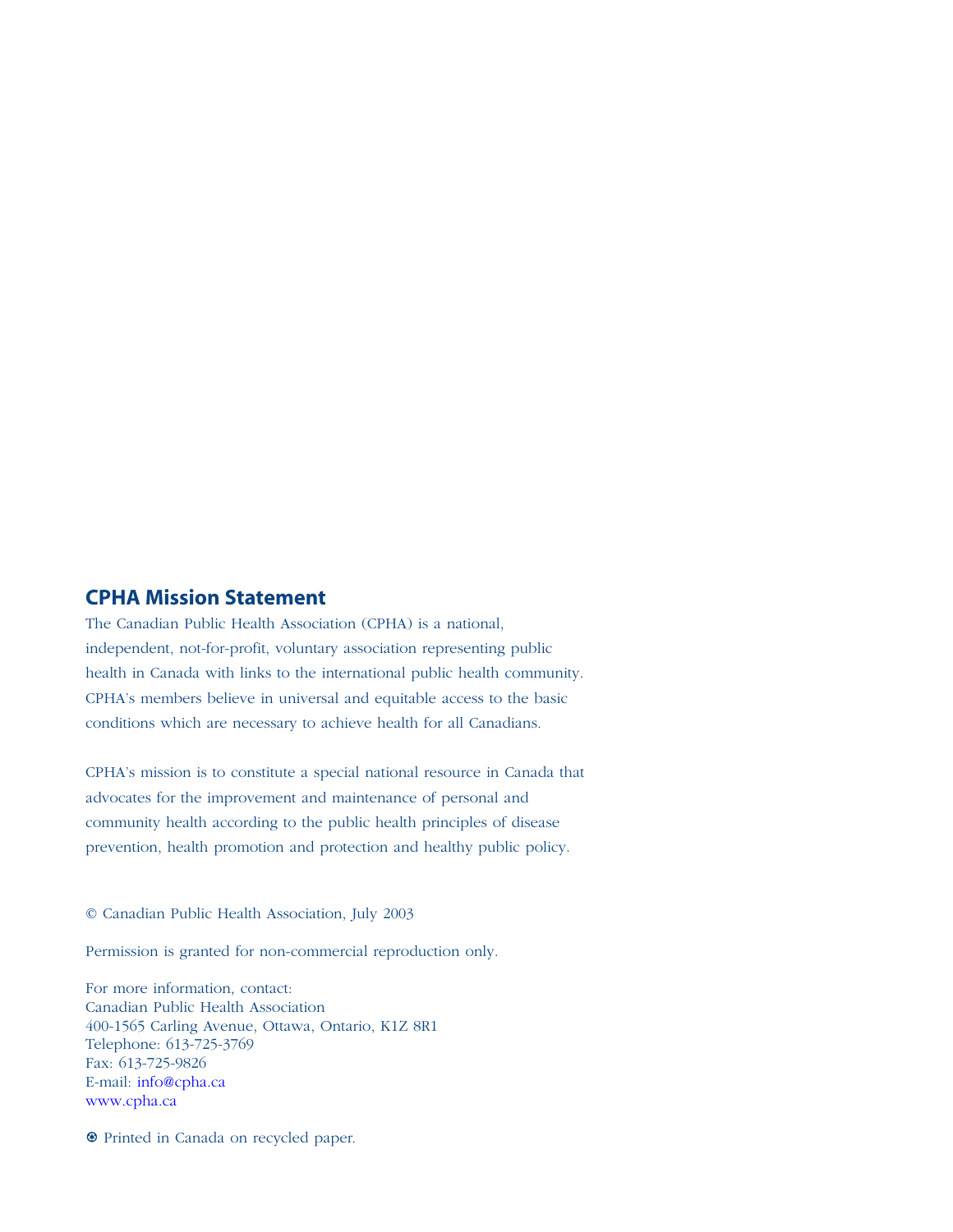## CPHA Mission Statement

The Canadian Public Health Association (CPHA) is a national, independent, not-for-profit, voluntary association representing public health in Canada with links to the international public health community. CPHA's members believe in universal and equitable access to the basic conditions which are necessary to achieve health for all Canadians.

CPHA's mission is to constitute a special national resource in Canada that advocates for the improvement and maintenance of personal and community health according to the public health principles of disease prevention, health promotion and protection and healthy public policy.

© Canadian Public Health Association, July 2003

Permission is granted for non-commercial reproduction only.

For more information, contact:
Canadian Public Health Association
400-1565 Carling Avenue, Ottawa, Ontario, K1Z 8R1
Telephone: 613-725-3769
Fax: 613-725-9826
E-mail: info@cpha.ca
www.cpha.ca

♲ Printed in Canada on recycled paper.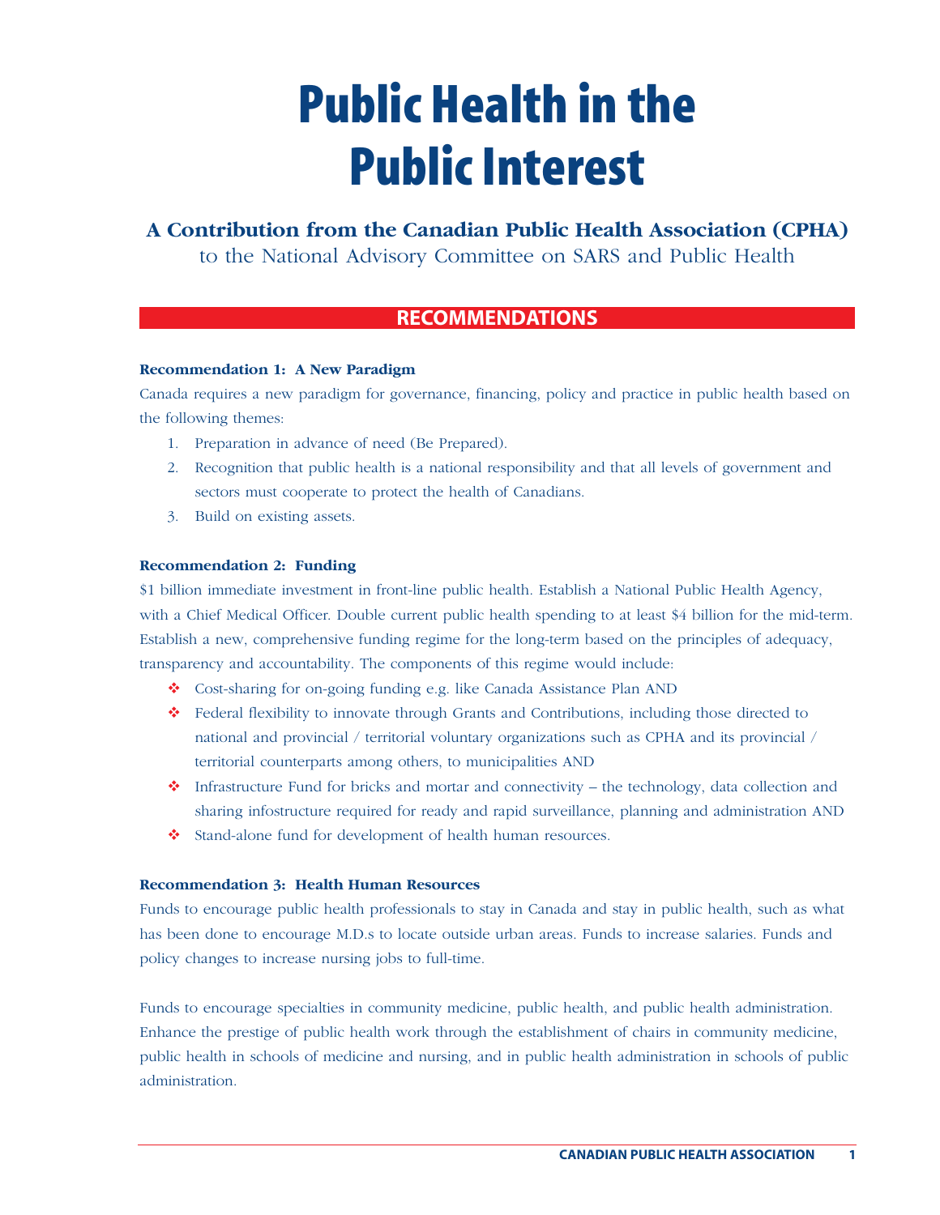# Public Health in the Public Interest

**A Contribution from the Canadian Public Health Association (CPHA)**
to the National Advisory Committee on SARS and Public Health

## RECOMMENDATIONS

**Recommendation 1: A New Paradigm**

Canada requires a new paradigm for governance, financing, policy and practice in public health based on the following themes:

1. Preparation in advance of need (Be Prepared).
2. Recognition that public health is a national responsibility and that all levels of government and sectors must cooperate to protect the health of Canadians.
3. Build on existing assets.

**Recommendation 2: Funding**

$1 billion immediate investment in front-line public health. Establish a National Public Health Agency, with a Chief Medical Officer. Double current public health spending to at least $4 billion for the mid-term. Establish a new, comprehensive funding regime for the long-term based on the principles of adequacy, transparency and accountability. The components of this regime would include:

- Cost-sharing for on-going funding e.g. like Canada Assistance Plan AND
- Federal flexibility to innovate through Grants and Contributions, including those directed to national and provincial / territorial voluntary organizations such as CPHA and its provincial / territorial counterparts among others, to municipalities AND
- Infrastructure Fund for bricks and mortar and connectivity – the technology, data collection and sharing infostructure required for ready and rapid surveillance, planning and administration AND
- Stand-alone fund for development of health human resources.

**Recommendation 3: Health Human Resources**

Funds to encourage public health professionals to stay in Canada and stay in public health, such as what has been done to encourage M.D.s to locate outside urban areas. Funds to increase salaries. Funds and policy changes to increase nursing jobs to full-time.

Funds to encourage specialties in community medicine, public health, and public health administration. Enhance the prestige of public health work through the establishment of chairs in community medicine, public health in schools of medicine and nursing, and in public health administration in schools of public administration.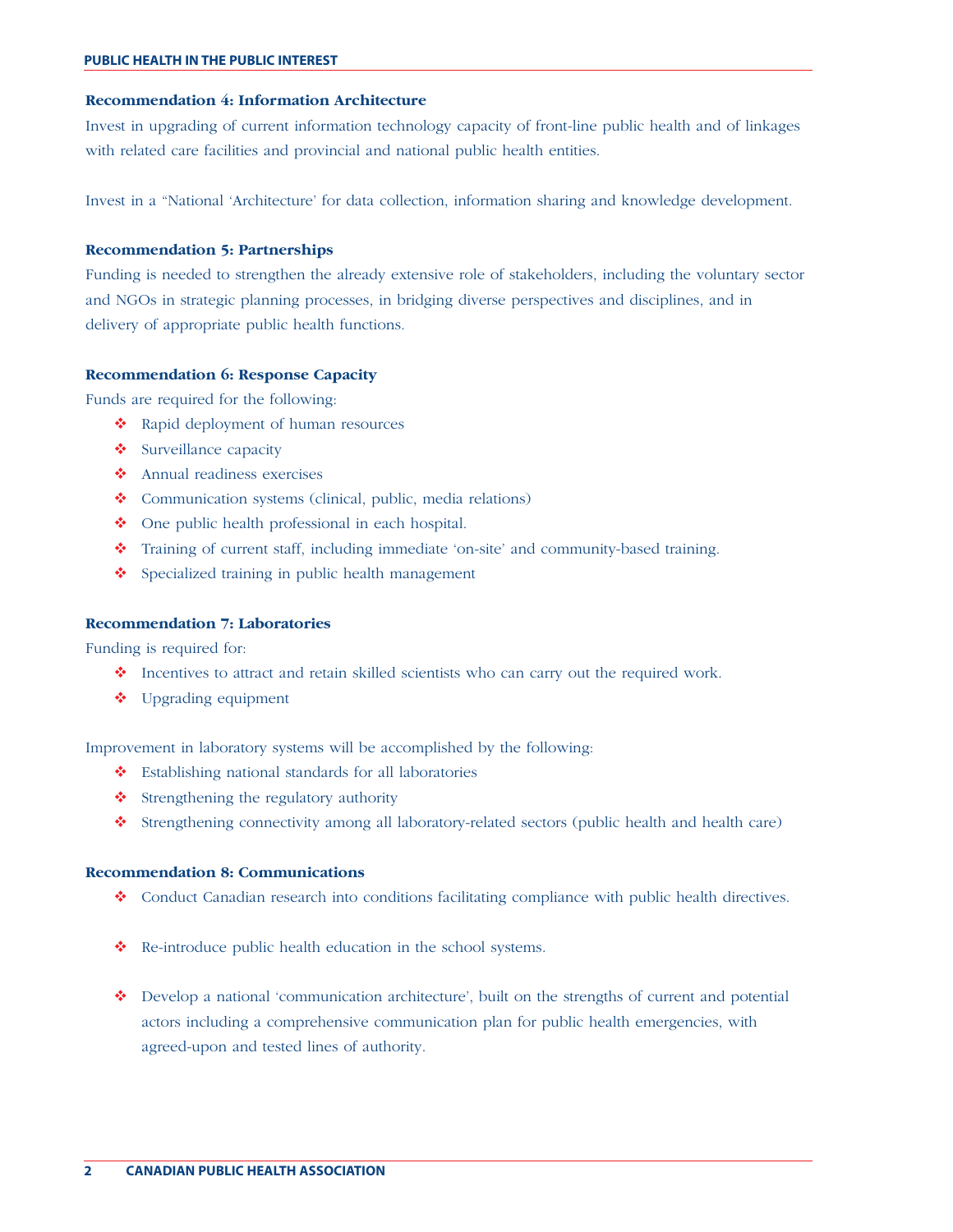### Recommendation 4: Information Architecture

Invest in upgrading of current information technology capacity of front-line public health and of linkages with related care facilities and provincial and national public health entities.

Invest in a "National 'Architecture' for data collection, information sharing and knowledge development.

### Recommendation 5: Partnerships

Funding is needed to strengthen the already extensive role of stakeholders, including the voluntary sector and NGOs in strategic planning processes, in bridging diverse perspectives and disciplines, and in delivery of appropriate public health functions.

### Recommendation 6: Response Capacity

Funds are required for the following:

- Rapid deployment of human resources
- Surveillance capacity
- Annual readiness exercises
- Communication systems (clinical, public, media relations)
- One public health professional in each hospital.
- Training of current staff, including immediate 'on-site' and community-based training.
- Specialized training in public health management

### Recommendation 7: Laboratories

Funding is required for:

- Incentives to attract and retain skilled scientists who can carry out the required work.
- Upgrading equipment

Improvement in laboratory systems will be accomplished by the following:

- Establishing national standards for all laboratories
- Strengthening the regulatory authority
- Strengthening connectivity among all laboratory-related sectors (public health and health care)

### Recommendation 8: Communications

- Conduct Canadian research into conditions facilitating compliance with public health directives.
- Re-introduce public health education in the school systems.
- Develop a national 'communication architecture', built on the strengths of current and potential actors including a comprehensive communication plan for public health emergencies, with agreed-upon and tested lines of authority.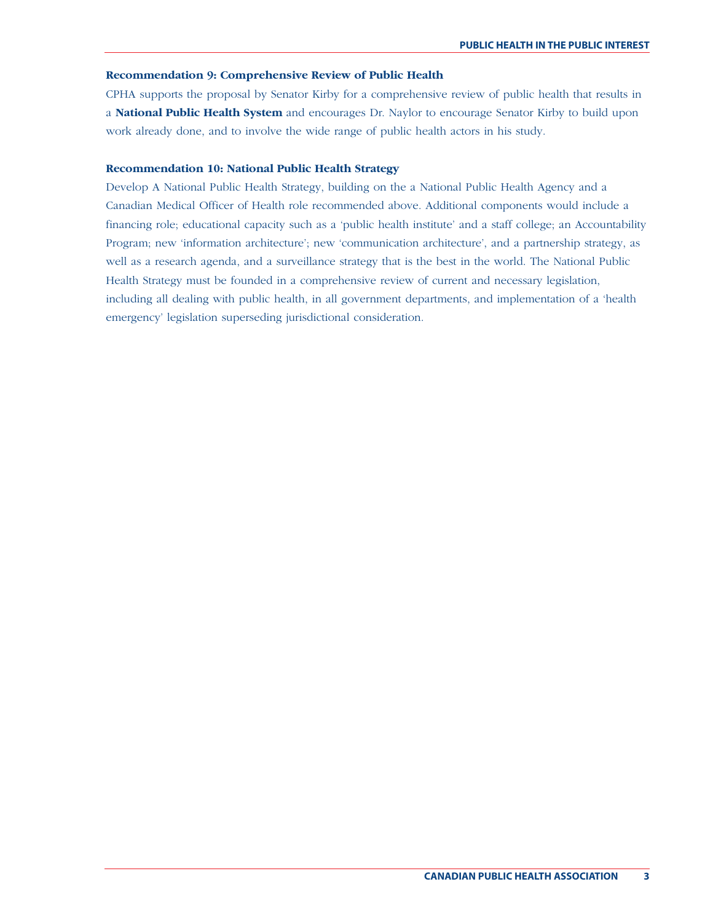**Recommendation 9: Comprehensive Review of Public Health**

CPHA supports the proposal by Senator Kirby for a comprehensive review of public health that results in a **National Public Health System** and encourages Dr. Naylor to encourage Senator Kirby to build upon work already done, and to involve the wide range of public health actors in his study.

**Recommendation 10: National Public Health Strategy**

Develop A National Public Health Strategy, building on the a National Public Health Agency and a Canadian Medical Officer of Health role recommended above. Additional components would include a financing role; educational capacity such as a 'public health institute' and a staff college; an Accountability Program; new 'information architecture'; new 'communication architecture', and a partnership strategy, as well as a research agenda, and a surveillance strategy that is the best in the world. The National Public Health Strategy must be founded in a comprehensive review of current and necessary legislation, including all dealing with public health, in all government departments, and implementation of a 'health emergency' legislation superseding jurisdictional consideration.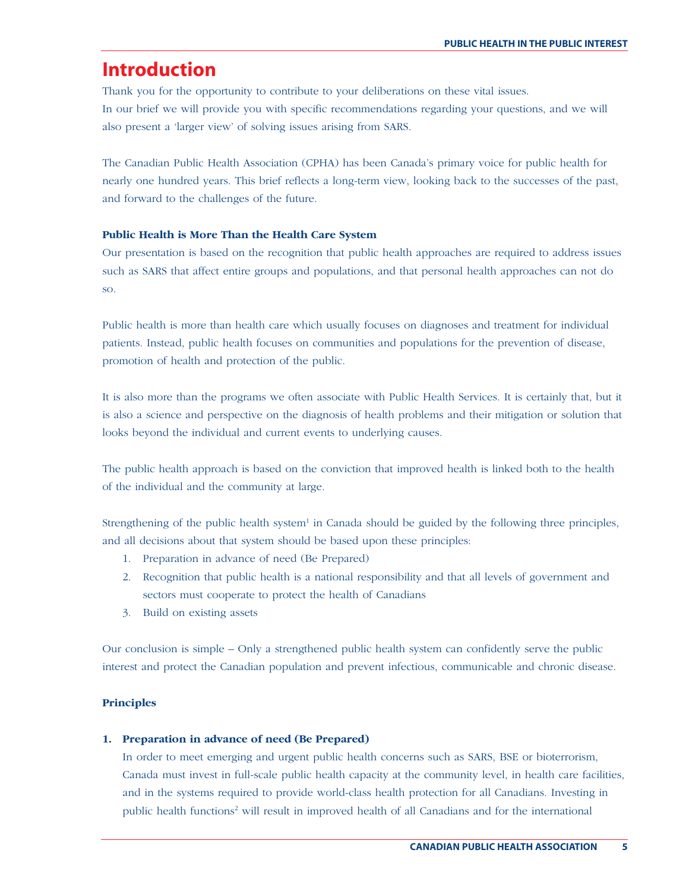# Introduction

Thank you for the opportunity to contribute to your deliberations on these vital issues.
In our brief we will provide you with specific recommendations regarding your questions, and we will also present a 'larger view' of solving issues arising from SARS.

The Canadian Public Health Association (CPHA) has been Canada's primary voice for public health for nearly one hundred years. This brief reflects a long-term view, looking back to the successes of the past, and forward to the challenges of the future.

**Public Health is More Than the Health Care System**

Our presentation is based on the recognition that public health approaches are required to address issues such as SARS that affect entire groups and populations, and that personal health approaches can not do so.

Public health is more than health care which usually focuses on diagnoses and treatment for individual patients. Instead, public health focuses on communities and populations for the prevention of disease, promotion of health and protection of the public.

It is also more than the programs we often associate with Public Health Services. It is certainly that, but it is also a science and perspective on the diagnosis of health problems and their mitigation or solution that looks beyond the individual and current events to underlying causes.

The public health approach is based on the conviction that improved health is linked both to the health of the individual and the community at large.

Strengthening of the public health system[1] in Canada should be guided by the following three principles, and all decisions about that system should be based upon these principles:

1. Preparation in advance of need (Be Prepared)
2. Recognition that public health is a national responsibility and that all levels of government and sectors must cooperate to protect the health of Canadians
3. Build on existing assets

Our conclusion is simple – Only a strengthened public health system can confidently serve the public interest and protect the Canadian population and prevent infectious, communicable and chronic disease.

**Principles**

1. **Preparation in advance of need (Be Prepared)**

   In order to meet emerging and urgent public health concerns such as SARS, BSE or bioterrorism, Canada must invest in full-scale public health capacity at the community level, in health care facilities, and in the systems required to provide world-class health protection for all Canadians. Investing in public health functions[2] will result in improved health of all Canadians and for the international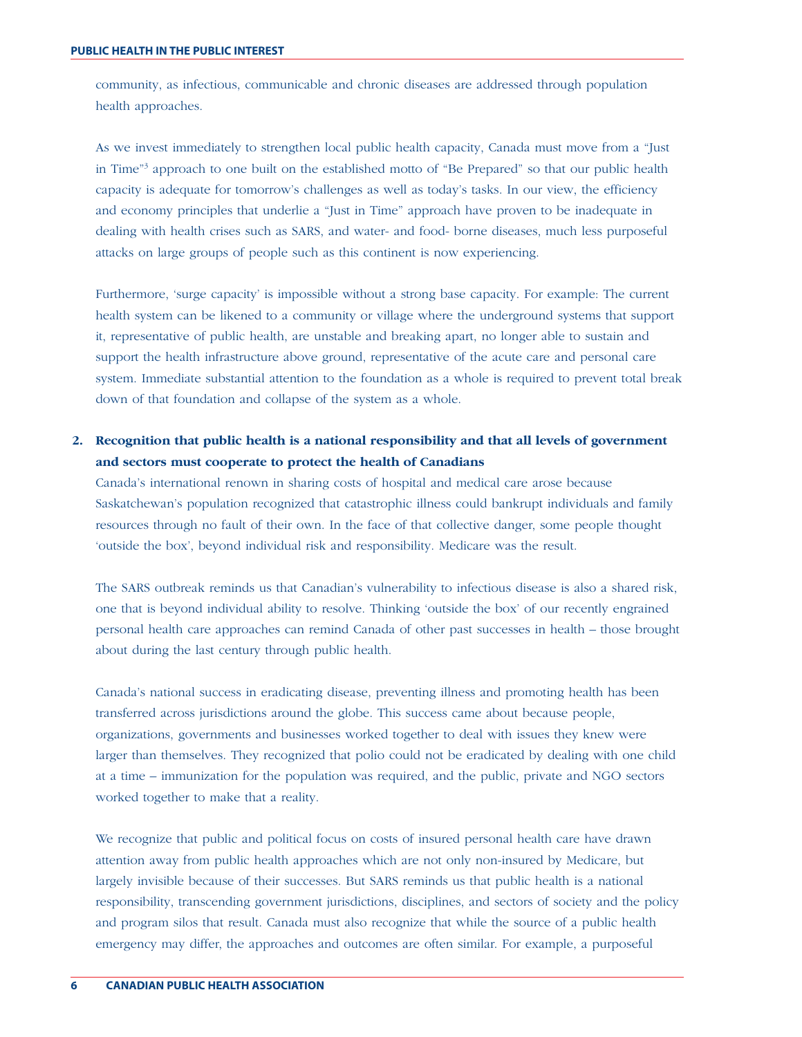community, as infectious, communicable and chronic diseases are addressed through population health approaches.

As we invest immediately to strengthen local public health capacity, Canada must move from a "Just in Time"[3] approach to one built on the established motto of "Be Prepared" so that our public health capacity is adequate for tomorrow's challenges as well as today's tasks. In our view, the efficiency and economy principles that underlie a "Just in Time" approach have proven to be inadequate in dealing with health crises such as SARS, and water- and food- borne diseases, much less purposeful attacks on large groups of people such as this continent is now experiencing.

Furthermore, 'surge capacity' is impossible without a strong base capacity. For example: The current health system can be likened to a community or village where the underground systems that support it, representative of public health, are unstable and breaking apart, no longer able to sustain and support the health infrastructure above ground, representative of the acute care and personal care system. Immediate substantial attention to the foundation as a whole is required to prevent total break down of that foundation and collapse of the system as a whole.

**2. Recognition that public health is a national responsibility and that all levels of government and sectors must cooperate to protect the health of Canadians**

Canada's international renown in sharing costs of hospital and medical care arose because Saskatchewan's population recognized that catastrophic illness could bankrupt individuals and family resources through no fault of their own. In the face of that collective danger, some people thought 'outside the box', beyond individual risk and responsibility. Medicare was the result.

The SARS outbreak reminds us that Canadian's vulnerability to infectious disease is also a shared risk, one that is beyond individual ability to resolve. Thinking 'outside the box' of our recently engrained personal health care approaches can remind Canada of other past successes in health – those brought about during the last century through public health.

Canada's national success in eradicating disease, preventing illness and promoting health has been transferred across jurisdictions around the globe. This success came about because people, organizations, governments and businesses worked together to deal with issues they knew were larger than themselves. They recognized that polio could not be eradicated by dealing with one child at a time – immunization for the population was required, and the public, private and NGO sectors worked together to make that a reality.

We recognize that public and political focus on costs of insured personal health care have drawn attention away from public health approaches which are not only non-insured by Medicare, but largely invisible because of their successes. But SARS reminds us that public health is a national responsibility, transcending government jurisdictions, disciplines, and sectors of society and the policy and program silos that result. Canada must also recognize that while the source of a public health emergency may differ, the approaches and outcomes are often similar. For example, a purposeful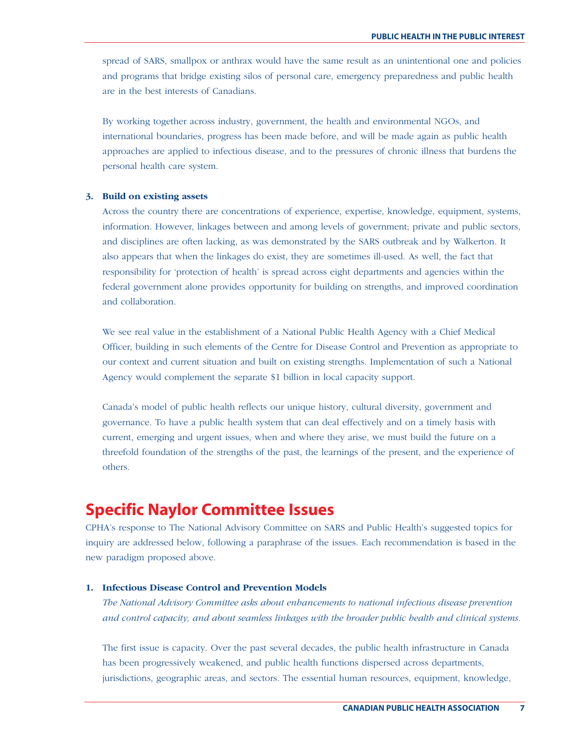spread of SARS, smallpox or anthrax would have the same result as an unintentional one and policies and programs that bridge existing silos of personal care, emergency preparedness and public health are in the best interests of Canadians.

By working together across industry, government, the health and environmental NGOs, and international boundaries, progress has been made before, and will be made again as public health approaches are applied to infectious disease, and to the pressures of chronic illness that burdens the personal health care system.

**3. Build on existing assets**

Across the country there are concentrations of experience, expertise, knowledge, equipment, systems, information. However, linkages between and among levels of government; private and public sectors, and disciplines are often lacking, as was demonstrated by the SARS outbreak and by Walkerton. It also appears that when the linkages do exist, they are sometimes ill-used. As well, the fact that responsibility for 'protection of health' is spread across eight departments and agencies within the federal government alone provides opportunity for building on strengths, and improved coordination and collaboration.

We see real value in the establishment of a National Public Health Agency with a Chief Medical Officer, building in such elements of the Centre for Disease Control and Prevention as appropriate to our context and current situation and built on existing strengths. Implementation of such a National Agency would complement the separate $1 billion in local capacity support.

Canada's model of public health reflects our unique history, cultural diversity, government and governance. To have a public health system that can deal effectively and on a timely basis with current, emerging and urgent issues, when and where they arise, we must build the future on a threefold foundation of the strengths of the past, the learnings of the present, and the experience of others.

## Specific Naylor Committee Issues

CPHA's response to The National Advisory Committee on SARS and Public Health's suggested topics for inquiry are addressed below, following a paraphrase of the issues. Each recommendation is based in the new paradigm proposed above.

**1. Infectious Disease Control and Prevention Models**

*The National Advisory Committee asks about enhancements to national infectious disease prevention and control capacity, and about seamless linkages with the broader public health and clinical systems.*

The first issue is capacity. Over the past several decades, the public health infrastructure in Canada has been progressively weakened, and public health functions dispersed across departments, jurisdictions, geographic areas, and sectors. The essential human resources, equipment, knowledge,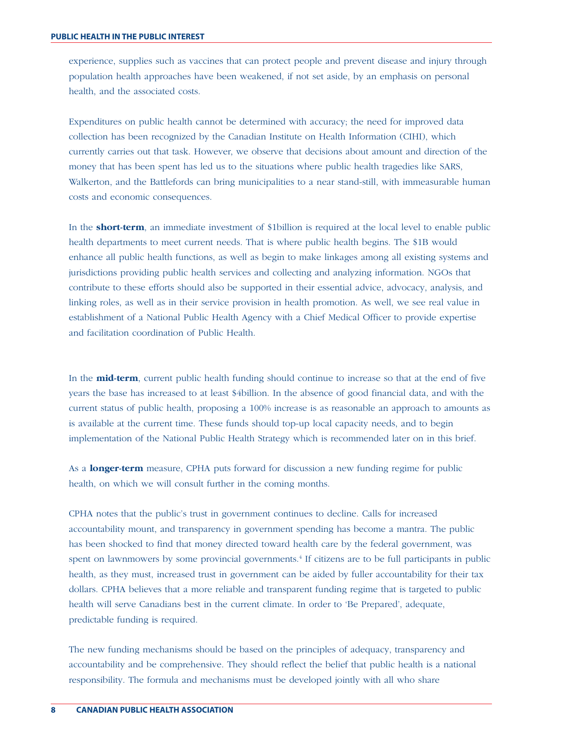experience, supplies such as vaccines that can protect people and prevent disease and injury through population health approaches have been weakened, if not set aside, by an emphasis on personal health, and the associated costs.

Expenditures on public health cannot be determined with accuracy; the need for improved data collection has been recognized by the Canadian Institute on Health Information (CIHI), which currently carries out that task. However, we observe that decisions about amount and direction of the money that has been spent has led us to the situations where public health tragedies like SARS, Walkerton, and the Battlefords can bring municipalities to a near stand-still, with immeasurable human costs and economic consequences.

In the **short-term**, an immediate investment of $1billion is required at the local level to enable public health departments to meet current needs. That is where public health begins. The $1B would enhance all public health functions, as well as begin to make linkages among all existing systems and jurisdictions providing public health services and collecting and analyzing information. NGOs that contribute to these efforts should also be supported in their essential advice, advocacy, analysis, and linking roles, as well as in their service provision in health promotion. As well, we see real value in establishment of a National Public Health Agency with a Chief Medical Officer to provide expertise and facilitation coordination of Public Health.

In the **mid-term**, current public health funding should continue to increase so that at the end of five years the base has increased to at least $4billion. In the absence of good financial data, and with the current status of public health, proposing a 100% increase is as reasonable an approach to amounts as is available at the current time. These funds should top-up local capacity needs, and to begin implementation of the National Public Health Strategy which is recommended later on in this brief.

As a **longer-term** measure, CPHA puts forward for discussion a new funding regime for public health, on which we will consult further in the coming months.

CPHA notes that the public's trust in government continues to decline. Calls for increased accountability mount, and transparency in government spending has become a mantra. The public has been shocked to find that money directed toward health care by the federal government, was spent on lawnmowers by some provincial governments.[4] If citizens are to be full participants in public health, as they must, increased trust in government can be aided by fuller accountability for their tax dollars. CPHA believes that a more reliable and transparent funding regime that is targeted to public health will serve Canadians best in the current climate. In order to 'Be Prepared', adequate, predictable funding is required.

The new funding mechanisms should be based on the principles of adequacy, transparency and accountability and be comprehensive. They should reflect the belief that public health is a national responsibility. The formula and mechanisms must be developed jointly with all who share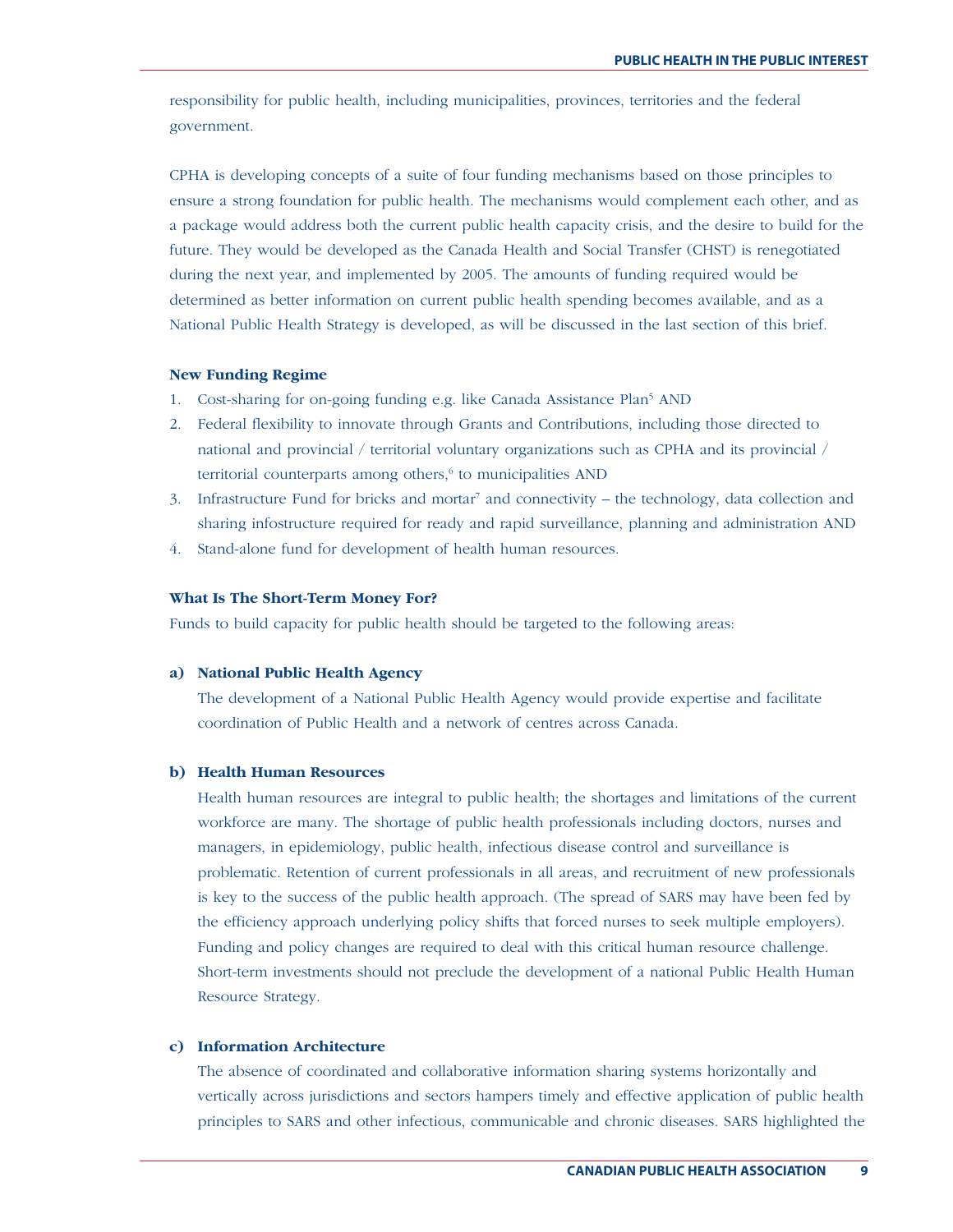responsibility for public health, including municipalities, provinces, territories and the federal government.

CPHA is developing concepts of a suite of four funding mechanisms based on those principles to ensure a strong foundation for public health. The mechanisms would complement each other, and as a package would address both the current public health capacity crisis, and the desire to build for the future. They would be developed as the Canada Health and Social Transfer (CHST) is renegotiated during the next year, and implemented by 2005. The amounts of funding required would be determined as better information on current public health spending becomes available, and as a National Public Health Strategy is developed, as will be discussed in the last section of this brief.

**New Funding Regime**

1. Cost-sharing for on-going funding e.g. like Canada Assistance Plan[5] AND
2. Federal flexibility to innovate through Grants and Contributions, including those directed to national and provincial / territorial voluntary organizations such as CPHA and its provincial / territorial counterparts among others,[6] to municipalities AND
3. Infrastructure Fund for bricks and mortar[7] and connectivity – the technology, data collection and sharing infostructure required for ready and rapid surveillance, planning and administration AND
4. Stand-alone fund for development of health human resources.

**What Is The Short-Term Money For?**

Funds to build capacity for public health should be targeted to the following areas:

**a) National Public Health Agency**

The development of a National Public Health Agency would provide expertise and facilitate coordination of Public Health and a network of centres across Canada.

**b) Health Human Resources**

Health human resources are integral to public health; the shortages and limitations of the current workforce are many. The shortage of public health professionals including doctors, nurses and managers, in epidemiology, public health, infectious disease control and surveillance is problematic. Retention of current professionals in all areas, and recruitment of new professionals is key to the success of the public health approach. (The spread of SARS may have been fed by the efficiency approach underlying policy shifts that forced nurses to seek multiple employers). Funding and policy changes are required to deal with this critical human resource challenge. Short-term investments should not preclude the development of a national Public Health Human Resource Strategy.

**c) Information Architecture**

The absence of coordinated and collaborative information sharing systems horizontally and vertically across jurisdictions and sectors hampers timely and effective application of public health principles to SARS and other infectious, communicable and chronic diseases. SARS highlighted the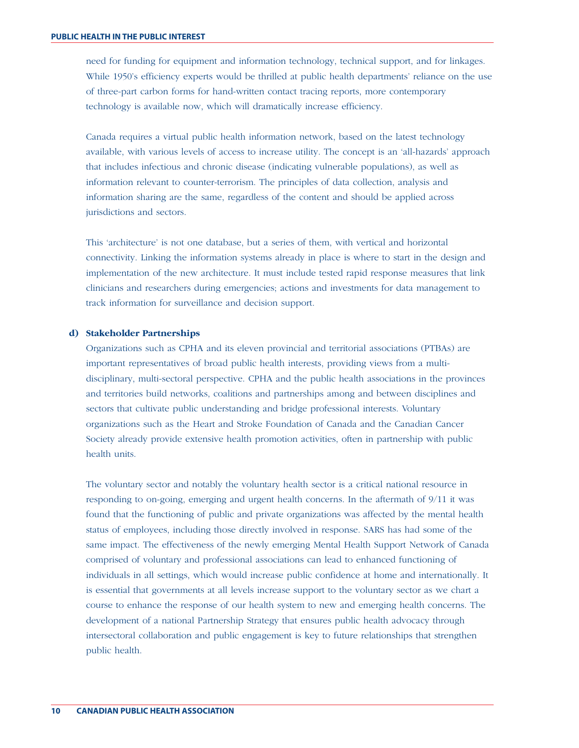need for funding for equipment and information technology, technical support, and for linkages. While 1950's efficiency experts would be thrilled at public health departments' reliance on the use of three-part carbon forms for hand-written contact tracing reports, more contemporary technology is available now, which will dramatically increase efficiency.

Canada requires a virtual public health information network, based on the latest technology available, with various levels of access to increase utility. The concept is an 'all-hazards' approach that includes infectious and chronic disease (indicating vulnerable populations), as well as information relevant to counter-terrorism. The principles of data collection, analysis and information sharing are the same, regardless of the content and should be applied across jurisdictions and sectors.

This 'architecture' is not one database, but a series of them, with vertical and horizontal connectivity. Linking the information systems already in place is where to start in the design and implementation of the new architecture. It must include tested rapid response measures that link clinicians and researchers during emergencies; actions and investments for data management to track information for surveillance and decision support.

### d) Stakeholder Partnerships

Organizations such as CPHA and its eleven provincial and territorial associations (PTBAs) are important representatives of broad public health interests, providing views from a multi-disciplinary, multi-sectoral perspective. CPHA and the public health associations in the provinces and territories build networks, coalitions and partnerships among and between disciplines and sectors that cultivate public understanding and bridge professional interests. Voluntary organizations such as the Heart and Stroke Foundation of Canada and the Canadian Cancer Society already provide extensive health promotion activities, often in partnership with public health units.

The voluntary sector and notably the voluntary health sector is a critical national resource in responding to on-going, emerging and urgent health concerns. In the aftermath of 9/11 it was found that the functioning of public and private organizations was affected by the mental health status of employees, including those directly involved in response. SARS has had some of the same impact. The effectiveness of the newly emerging Mental Health Support Network of Canada comprised of voluntary and professional associations can lead to enhanced functioning of individuals in all settings, which would increase public confidence at home and internationally. It is essential that governments at all levels increase support to the voluntary sector as we chart a course to enhance the response of our health system to new and emerging health concerns. The development of a national Partnership Strategy that ensures public health advocacy through intersectoral collaboration and public engagement is key to future relationships that strengthen public health.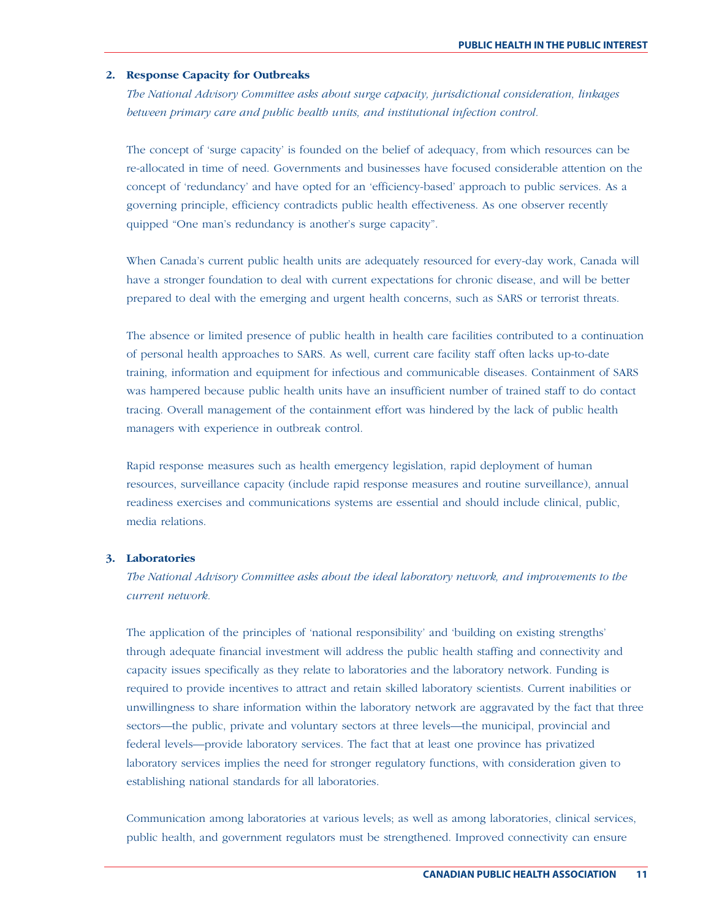### 2. Response Capacity for Outbreaks

*The National Advisory Committee asks about surge capacity, jurisdictional consideration, linkages between primary care and public health units, and institutional infection control.*

The concept of 'surge capacity' is founded on the belief of adequacy, from which resources can be re-allocated in time of need. Governments and businesses have focused considerable attention on the concept of 'redundancy' and have opted for an 'efficiency-based' approach to public services. As a governing principle, efficiency contradicts public health effectiveness. As one observer recently quipped "One man's redundancy is another's surge capacity".

When Canada's current public health units are adequately resourced for every-day work, Canada will have a stronger foundation to deal with current expectations for chronic disease, and will be better prepared to deal with the emerging and urgent health concerns, such as SARS or terrorist threats.

The absence or limited presence of public health in health care facilities contributed to a continuation of personal health approaches to SARS. As well, current care facility staff often lacks up-to-date training, information and equipment for infectious and communicable diseases. Containment of SARS was hampered because public health units have an insufficient number of trained staff to do contact tracing. Overall management of the containment effort was hindered by the lack of public health managers with experience in outbreak control.

Rapid response measures such as health emergency legislation, rapid deployment of human resources, surveillance capacity (include rapid response measures and routine surveillance), annual readiness exercises and communications systems are essential and should include clinical, public, media relations.

### 3. Laboratories

*The National Advisory Committee asks about the ideal laboratory network, and improvements to the current network.*

The application of the principles of 'national responsibility' and 'building on existing strengths' through adequate financial investment will address the public health staffing and connectivity and capacity issues specifically as they relate to laboratories and the laboratory network. Funding is required to provide incentives to attract and retain skilled laboratory scientists. Current inabilities or unwillingness to share information within the laboratory network are aggravated by the fact that three sectors—the public, private and voluntary sectors at three levels—the municipal, provincial and federal levels—provide laboratory services. The fact that at least one province has privatized laboratory services implies the need for stronger regulatory functions, with consideration given to establishing national standards for all laboratories.

Communication among laboratories at various levels; as well as among laboratories, clinical services, public health, and government regulators must be strengthened. Improved connectivity can ensure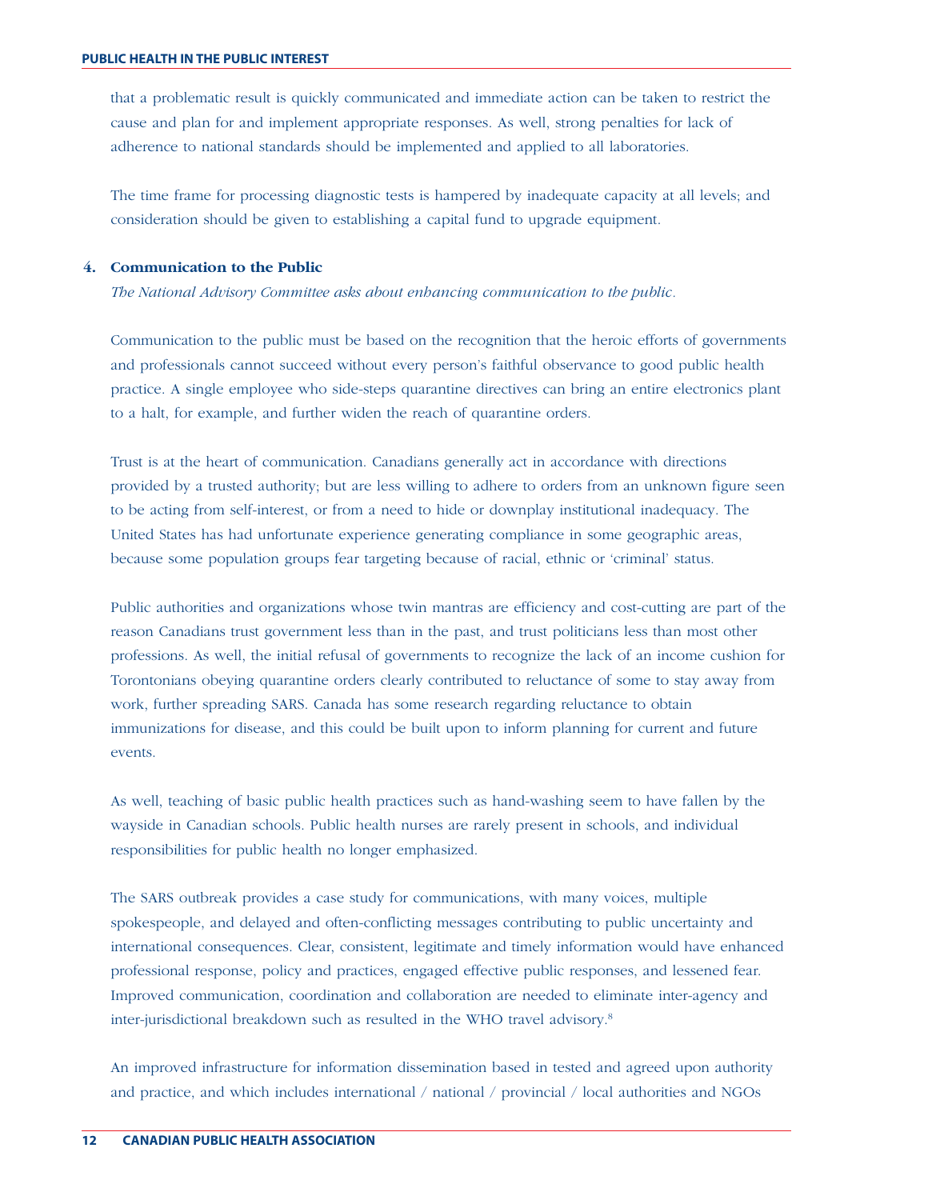that a problematic result is quickly communicated and immediate action can be taken to restrict the cause and plan for and implement appropriate responses. As well, strong penalties for lack of adherence to national standards should be implemented and applied to all laboratories.

The time frame for processing diagnostic tests is hampered by inadequate capacity at all levels; and consideration should be given to establishing a capital fund to upgrade equipment.

### 4. Communication to the Public

*The National Advisory Committee asks about enhancing communication to the public.*

Communication to the public must be based on the recognition that the heroic efforts of governments and professionals cannot succeed without every person's faithful observance to good public health practice. A single employee who side-steps quarantine directives can bring an entire electronics plant to a halt, for example, and further widen the reach of quarantine orders.

Trust is at the heart of communication. Canadians generally act in accordance with directions provided by a trusted authority; but are less willing to adhere to orders from an unknown figure seen to be acting from self-interest, or from a need to hide or downplay institutional inadequacy. The United States has had unfortunate experience generating compliance in some geographic areas, because some population groups fear targeting because of racial, ethnic or 'criminal' status.

Public authorities and organizations whose twin mantras are efficiency and cost-cutting are part of the reason Canadians trust government less than in the past, and trust politicians less than most other professions. As well, the initial refusal of governments to recognize the lack of an income cushion for Torontonians obeying quarantine orders clearly contributed to reluctance of some to stay away from work, further spreading SARS. Canada has some research regarding reluctance to obtain immunizations for disease, and this could be built upon to inform planning for current and future events.

As well, teaching of basic public health practices such as hand-washing seem to have fallen by the wayside in Canadian schools. Public health nurses are rarely present in schools, and individual responsibilities for public health no longer emphasized.

The SARS outbreak provides a case study for communications, with many voices, multiple spokespeople, and delayed and often-conflicting messages contributing to public uncertainty and international consequences. Clear, consistent, legitimate and timely information would have enhanced professional response, policy and practices, engaged effective public responses, and lessened fear. Improved communication, coordination and collaboration are needed to eliminate inter-agency and inter-jurisdictional breakdown such as resulted in the WHO travel advisory.[8]

An improved infrastructure for information dissemination based in tested and agreed upon authority and practice, and which includes international / national / provincial / local authorities and NGOs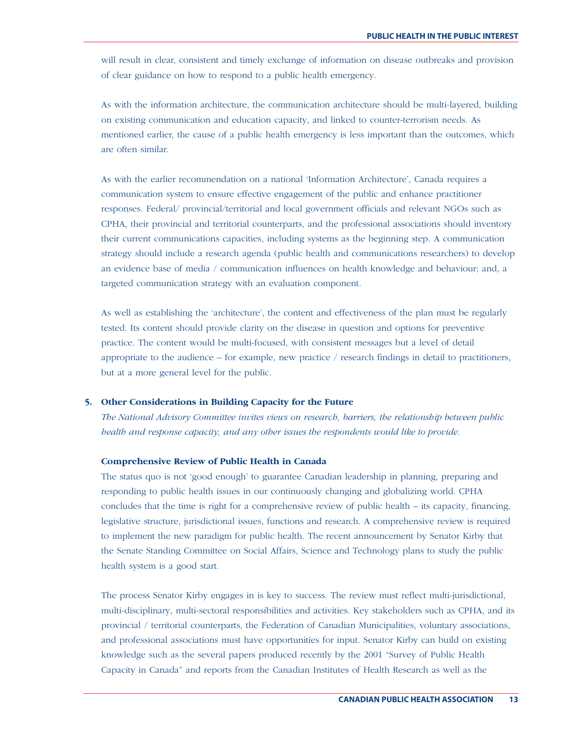will result in clear, consistent and timely exchange of information on disease outbreaks and provision of clear guidance on how to respond to a public health emergency.

As with the information architecture, the communication architecture should be multi-layered, building on existing communication and education capacity, and linked to counter-terrorism needs. As mentioned earlier, the cause of a public health emergency is less important than the outcomes, which are often similar.

As with the earlier recommendation on a national 'Information Architecture', Canada requires a communication system to ensure effective engagement of the public and enhance practitioner responses. Federal/ provincial/territorial and local government officials and relevant NGOs such as CPHA, their provincial and territorial counterparts, and the professional associations should inventory their current communications capacities, including systems as the beginning step. A communication strategy should include a research agenda (public health and communications researchers) to develop an evidence base of media / communication influences on health knowledge and behaviour; and, a targeted communication strategy with an evaluation component.

As well as establishing the 'architecture', the content and effectiveness of the plan must be regularly tested. Its content should provide clarity on the disease in question and options for preventive practice. The content would be multi-focused, with consistent messages but a level of detail appropriate to the audience – for example, new practice / research findings in detail to practitioners, but at a more general level for the public.

## 5. Other Considerations in Building Capacity for the Future

*The National Advisory Committee invites views on research, barriers, the relationship between public health and response capacity, and any other issues the respondents would like to provide.*

### Comprehensive Review of Public Health in Canada

The status quo is not 'good enough' to guarantee Canadian leadership in planning, preparing and responding to public health issues in our continuously changing and globalizing world. CPHA concludes that the time is right for a comprehensive review of public health – its capacity, financing, legislative structure, jurisdictional issues, functions and research. A comprehensive review is required to implement the new paradigm for public health. The recent announcement by Senator Kirby that the Senate Standing Committee on Social Affairs, Science and Technology plans to study the public health system is a good start.

The process Senator Kirby engages in is key to success. The review must reflect multi-jurisdictional, multi-disciplinary, multi-sectoral responsibilities and activities. Key stakeholders such as CPHA, and its provincial / territorial counterparts, the Federation of Canadian Municipalities, voluntary associations, and professional associations must have opportunities for input. Senator Kirby can build on existing knowledge such as the several papers produced recently by the 2001 "Survey of Public Health Capacity in Canada" and reports from the Canadian Institutes of Health Research as well as the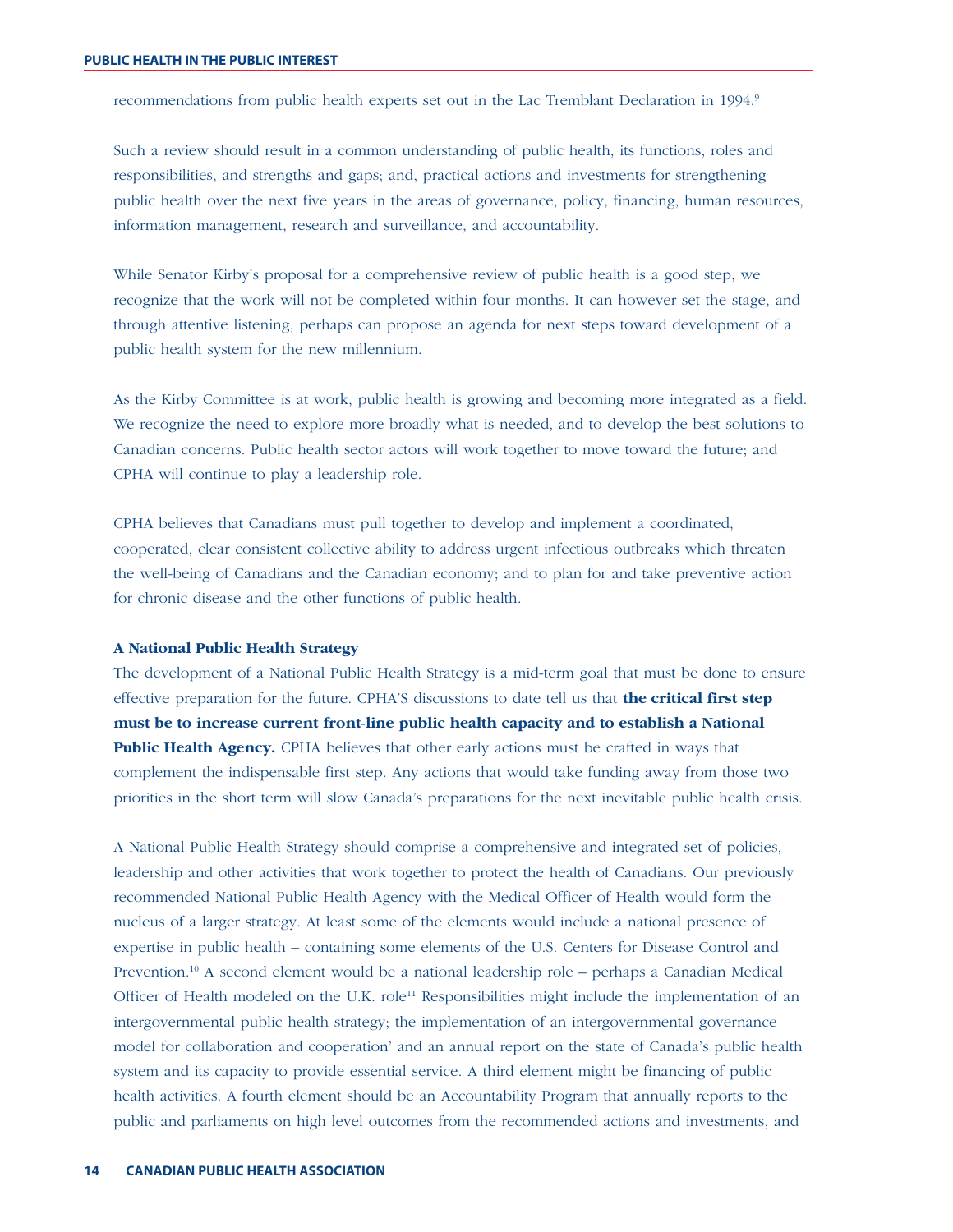recommendations from public health experts set out in the Lac Tremblant Declaration in 1994.[9]

Such a review should result in a common understanding of public health, its functions, roles and responsibilities, and strengths and gaps; and, practical actions and investments for strengthening public health over the next five years in the areas of governance, policy, financing, human resources, information management, research and surveillance, and accountability.

While Senator Kirby's proposal for a comprehensive review of public health is a good step, we recognize that the work will not be completed within four months. It can however set the stage, and through attentive listening, perhaps can propose an agenda for next steps toward development of a public health system for the new millennium.

As the Kirby Committee is at work, public health is growing and becoming more integrated as a field. We recognize the need to explore more broadly what is needed, and to develop the best solutions to Canadian concerns. Public health sector actors will work together to move toward the future; and CPHA will continue to play a leadership role.

CPHA believes that Canadians must pull together to develop and implement a coordinated, cooperated, clear consistent collective ability to address urgent infectious outbreaks which threaten the well-being of Canadians and the Canadian economy; and to plan for and take preventive action for chronic disease and the other functions of public health.

**A National Public Health Strategy**

The development of a National Public Health Strategy is a mid-term goal that must be done to ensure effective preparation for the future. CPHA'S discussions to date tell us that **the critical first step must be to increase current front-line public health capacity and to establish a National Public Health Agency.** CPHA believes that other early actions must be crafted in ways that complement the indispensable first step. Any actions that would take funding away from those two priorities in the short term will slow Canada's preparations for the next inevitable public health crisis.

A National Public Health Strategy should comprise a comprehensive and integrated set of policies, leadership and other activities that work together to protect the health of Canadians. Our previously recommended National Public Health Agency with the Medical Officer of Health would form the nucleus of a larger strategy. At least some of the elements would include a national presence of expertise in public health – containing some elements of the U.S. Centers for Disease Control and Prevention.[10] A second element would be a national leadership role – perhaps a Canadian Medical Officer of Health modeled on the U.K. role[11] Responsibilities might include the implementation of an intergovernmental public health strategy; the implementation of an intergovernmental governance model for collaboration and cooperation' and an annual report on the state of Canada's public health system and its capacity to provide essential service. A third element might be financing of public health activities. A fourth element should be an Accountability Program that annually reports to the public and parliaments on high level outcomes from the recommended actions and investments, and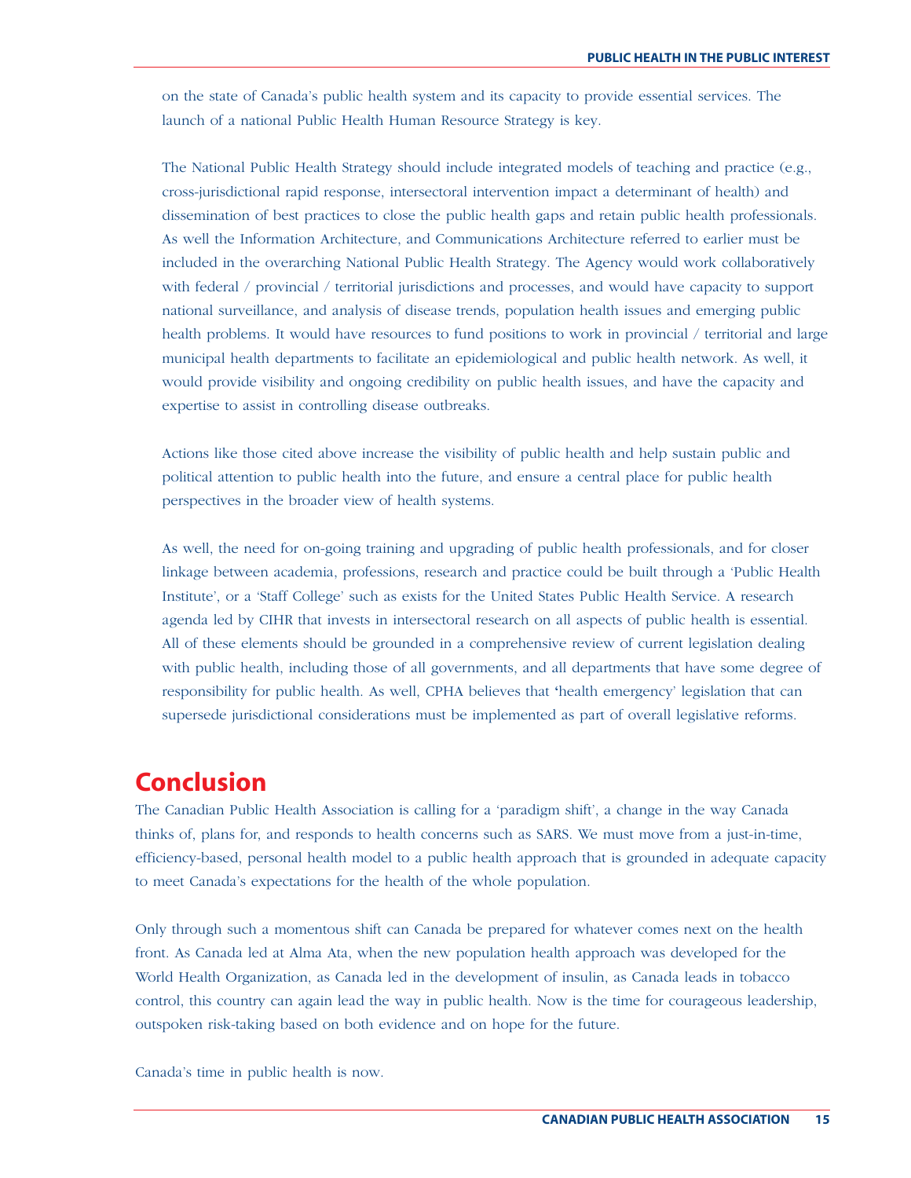on the state of Canada's public health system and its capacity to provide essential services. The launch of a national Public Health Human Resource Strategy is key.

The National Public Health Strategy should include integrated models of teaching and practice (e.g., cross-jurisdictional rapid response, intersectoral intervention impact a determinant of health) and dissemination of best practices to close the public health gaps and retain public health professionals. As well the Information Architecture, and Communications Architecture referred to earlier must be included in the overarching National Public Health Strategy. The Agency would work collaboratively with federal / provincial / territorial jurisdictions and processes, and would have capacity to support national surveillance, and analysis of disease trends, population health issues and emerging public health problems. It would have resources to fund positions to work in provincial / territorial and large municipal health departments to facilitate an epidemiological and public health network. As well, it would provide visibility and ongoing credibility on public health issues, and have the capacity and expertise to assist in controlling disease outbreaks.

Actions like those cited above increase the visibility of public health and help sustain public and political attention to public health into the future, and ensure a central place for public health perspectives in the broader view of health systems.

As well, the need for on-going training and upgrading of public health professionals, and for closer linkage between academia, professions, research and practice could be built through a 'Public Health Institute', or a 'Staff College' such as exists for the United States Public Health Service. A research agenda led by CIHR that invests in intersectoral research on all aspects of public health is essential. All of these elements should be grounded in a comprehensive review of current legislation dealing with public health, including those of all governments, and all departments that have some degree of responsibility for public health. As well, CPHA believes that 'health emergency' legislation that can supersede jurisdictional considerations must be implemented as part of overall legislative reforms.

## Conclusion

The Canadian Public Health Association is calling for a 'paradigm shift', a change in the way Canada thinks of, plans for, and responds to health concerns such as SARS. We must move from a just-in-time, efficiency-based, personal health model to a public health approach that is grounded in adequate capacity to meet Canada's expectations for the health of the whole population.

Only through such a momentous shift can Canada be prepared for whatever comes next on the health front. As Canada led at Alma Ata, when the new population health approach was developed for the World Health Organization, as Canada led in the development of insulin, as Canada leads in tobacco control, this country can again lead the way in public health. Now is the time for courageous leadership, outspoken risk-taking based on both evidence and on hope for the future.

Canada's time in public health is now.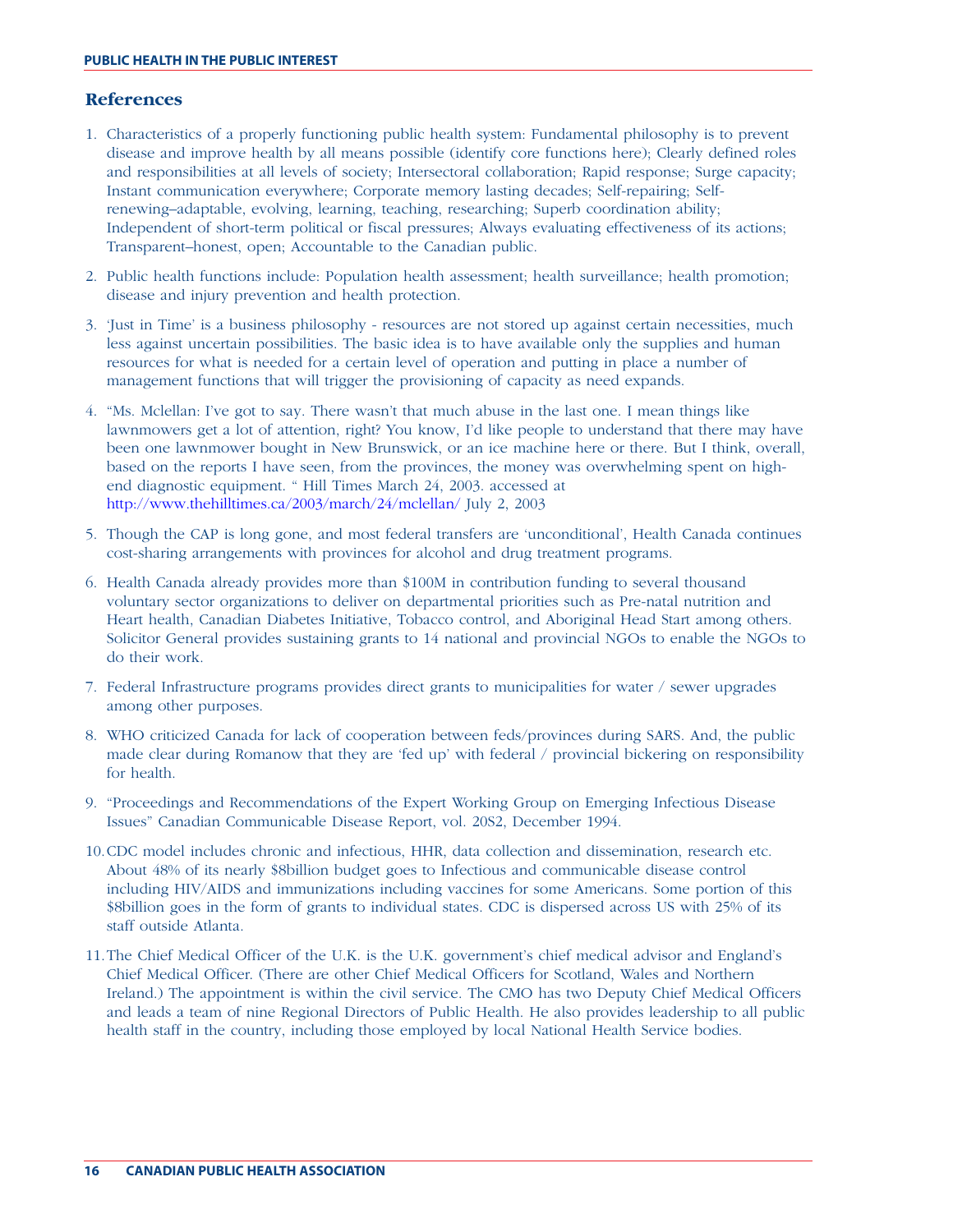## References

1. Characteristics of a properly functioning public health system: Fundamental philosophy is to prevent disease and improve health by all means possible (identify core functions here); Clearly defined roles and responsibilities at all levels of society; Intersectoral collaboration; Rapid response; Surge capacity; Instant communication everywhere; Corporate memory lasting decades; Self-repairing; Self-renewing–adaptable, evolving, learning, teaching, researching; Superb coordination ability; Independent of short-term political or fiscal pressures; Always evaluating effectiveness of its actions; Transparent–honest, open; Accountable to the Canadian public.

2. Public health functions include: Population health assessment; health surveillance; health promotion; disease and injury prevention and health protection.

3. 'Just in Time' is a business philosophy - resources are not stored up against certain necessities, much less against uncertain possibilities. The basic idea is to have available only the supplies and human resources for what is needed for a certain level of operation and putting in place a number of management functions that will trigger the provisioning of capacity as need expands.

4. "Ms. Mclellan: I've got to say. There wasn't that much abuse in the last one. I mean things like lawnmowers get a lot of attention, right? You know, I'd like people to understand that there may have been one lawnmower bought in New Brunswick, or an ice machine here or there. But I think, overall, based on the reports I have seen, from the provinces, the money was overwhelming spent on high-end diagnostic equipment. " Hill Times March 24, 2003. accessed at http://www.thehilltimes.ca/2003/march/24/mclellan/ July 2, 2003

5. Though the CAP is long gone, and most federal transfers are 'unconditional', Health Canada continues cost-sharing arrangements with provinces for alcohol and drug treatment programs.

6. Health Canada already provides more than $100M in contribution funding to several thousand voluntary sector organizations to deliver on departmental priorities such as Pre-natal nutrition and Heart health, Canadian Diabetes Initiative, Tobacco control, and Aboriginal Head Start among others. Solicitor General provides sustaining grants to 14 national and provincial NGOs to enable the NGOs to do their work.

7. Federal Infrastructure programs provides direct grants to municipalities for water / sewer upgrades among other purposes.

8. WHO criticized Canada for lack of cooperation between feds/provinces during SARS. And, the public made clear during Romanow that they are 'fed up' with federal / provincial bickering on responsibility for health.

9. "Proceedings and Recommendations of the Expert Working Group on Emerging Infectious Disease Issues" Canadian Communicable Disease Report, vol. 20S2, December 1994.

10. CDC model includes chronic and infectious, HHR, data collection and dissemination, research etc. About 48% of its nearly $8billion budget goes to Infectious and communicable disease control including HIV/AIDS and immunizations including vaccines for some Americans. Some portion of this $8billion goes in the form of grants to individual states. CDC is dispersed across US with 25% of its staff outside Atlanta.

11. The Chief Medical Officer of the U.K. is the U.K. government's chief medical advisor and England's Chief Medical Officer. (There are other Chief Medical Officers for Scotland, Wales and Northern Ireland.) The appointment is within the civil service. The CMO has two Deputy Chief Medical Officers and leads a team of nine Regional Directors of Public Health. He also provides leadership to all public health staff in the country, including those employed by local National Health Service bodies.